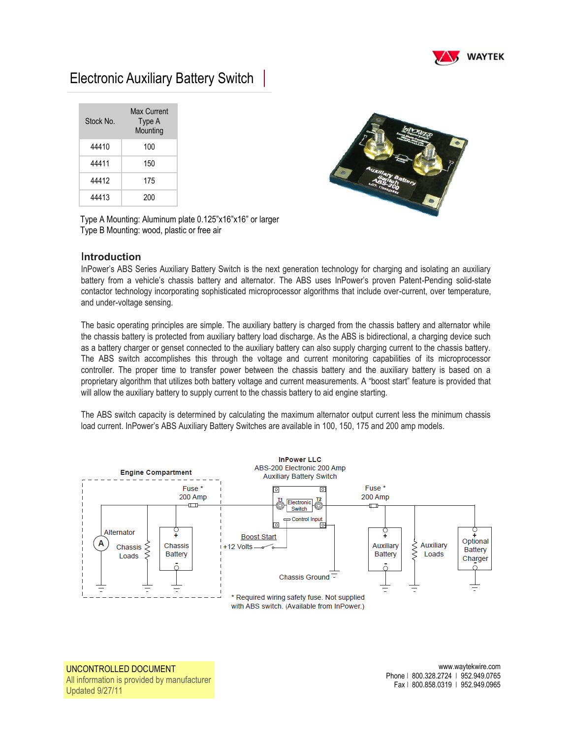# Electronic Auxiliary Battery Switch

| Stock No. | Max Current Type A Mounting |
|---|---|
| 44410 | 100 |
| 44411 | 150 |
| 44412 | 175 |
| 44413 | 200 |

Type A Mounting: Aluminum plate 0.125"x16"x16" or larger
Type B Mounting: wood, plastic or free air

## Introduction

InPower's ABS Series Auxiliary Battery Switch is the next generation technology for charging and isolating an auxiliary battery from a vehicle's chassis battery and alternator. The ABS uses InPower's proven Patent-Pending solid-state contactor technology incorporating sophisticated microprocessor algorithms that include over-current, over temperature, and under-voltage sensing.

The basic operating principles are simple. The auxiliary battery is charged from the chassis battery and alternator while the chassis battery is protected from auxiliary battery load discharge. As the ABS is bidirectional, a charging device such as a battery charger or genset connected to the auxiliary battery can also supply charging current to the chassis battery. The ABS switch accomplishes this through the voltage and current monitoring capabilities of its microprocessor controller. The proper time to transfer power between the chassis battery and the auxiliary battery is based on a proprietary algorithm that utilizes both battery voltage and current measurements. A "boost start" feature is provided that will allow the auxiliary battery to supply current to the chassis battery to aid engine starting.

The ABS switch capacity is determined by calculating the maximum alternator output current less the minimum chassis load current. InPower's ABS Auxiliary Battery Switches are available in 100, 150, 175 and 200 amp models.

**InPower LLC**
ABS-200 Electronic 200 Amp
Auxiliary Battery Switch

**Engine Compartment**

Fuse * 200 Amp — Alternator — Chassis Loads — Chassis Battery — Electronic Switch (T1, T2) — Control Input — Boost Start — +12 Volts — Chassis Ground — Fuse * 200 Amp — Auxiliary Battery — Auxiliary Loads — Optional Battery Charger

\* Required wiring safety fuse. Not supplied with ABS switch. (Available from InPower.)

UNCONTROLLED DOCUMENT
All information is provided by manufacturer
Updated 9/27/11

www.waytekwire.com
Phone | 800.328.2724 | 952.949.0765
Fax | 800.858.0319 | 952.949.0965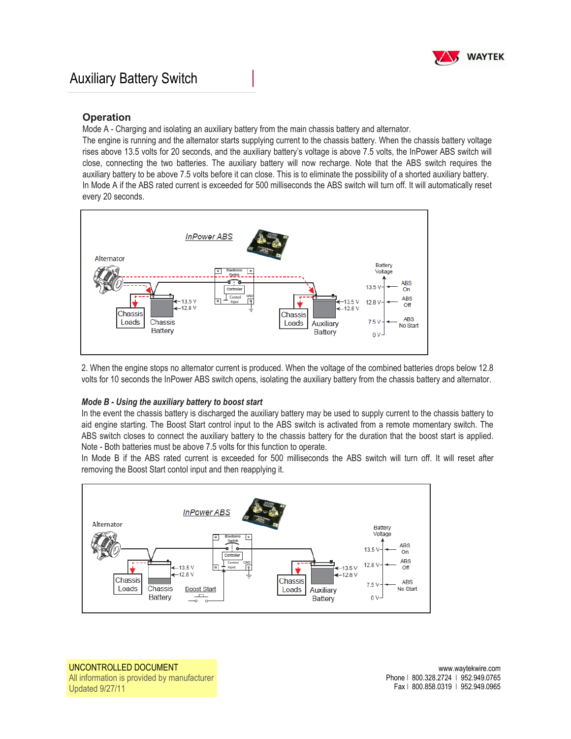# Auxiliary Battery Switch

## Operation

Mode A - Charging and isolating an auxiliary battery from the main chassis battery and alternator.

The engine is running and the alternator starts supplying current to the chassis battery. When the chassis battery voltage rises above 13.5 volts for 20 seconds, and the auxiliary battery's voltage is above 7.5 volts, the InPower ABS switch will close, connecting the two batteries. The auxiliary battery will now recharge. Note that the ABS switch requires the auxiliary battery to be above 7.5 volts before it can close. This is to eliminate the possibility of a shorted auxiliary battery. In Mode A if the ABS rated current is exceeded for 500 milliseconds the ABS switch will turn off. It will automatically reset every 20 seconds.

2. When the engine stops no alternator current is produced. When the voltage of the combined batteries drops below 12.8 volts for 10 seconds the InPower ABS switch opens, isolating the auxiliary battery from the chassis battery and alternator.

### *Mode B - Using the auxiliary battery to boost start*

In the event the chassis battery is discharged the auxiliary battery may be used to supply current to the chassis battery to aid engine starting. The Boost Start control input to the ABS switch is activated from a remote momentary switch. The ABS switch closes to connect the auxiliary battery to the chassis battery for the duration that the boost start is applied. Note - Both batteries must be above 7.5 volts for this function to operate.

In Mode B if the ABS rated current is exceeded for 500 milliseconds the ABS switch will turn off. It will reset after removing the Boost Start contol input and then reapplying it.

UNCONTROLLED DOCUMENT
All information is provided by manufacturer
Updated 9/27/11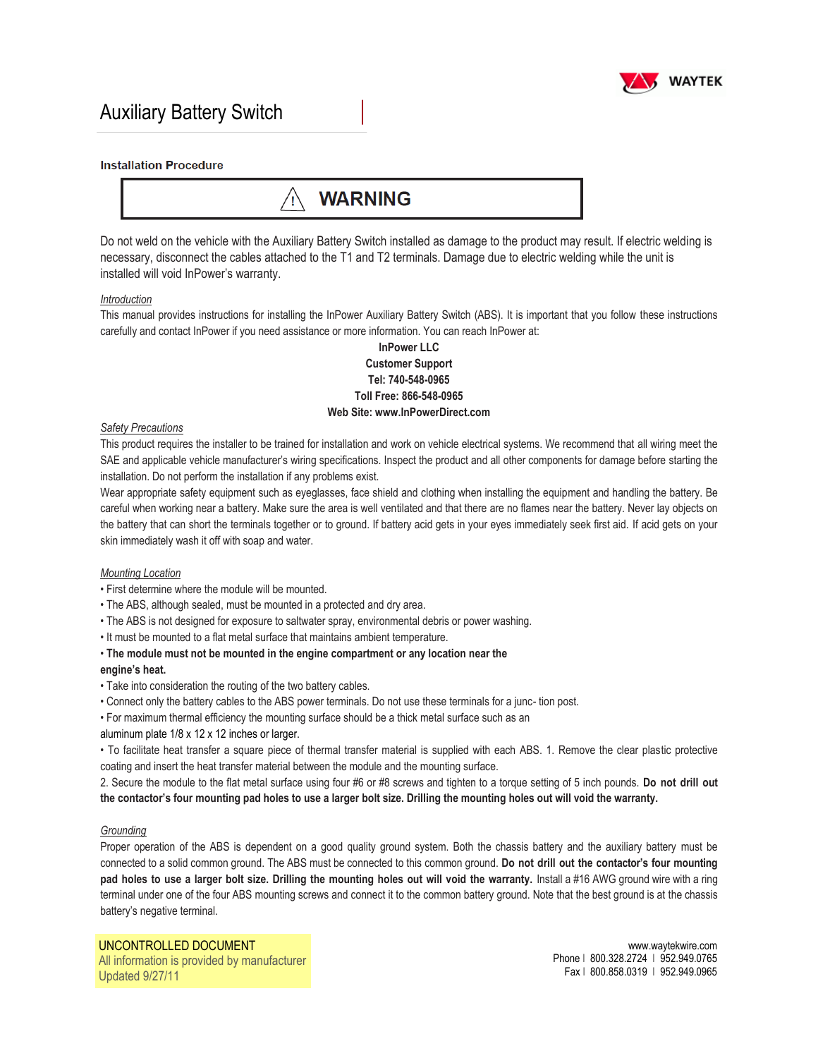// Auxiliary Battery Switch

# Auxiliary Battery Switch

**Installation Procedure**

## ⚠ WARNING

Do not weld on the vehicle with the Auxiliary Battery Switch installed as damage to the product may result. If electric welding is necessary, disconnect the cables attached to the T1 and T2 terminals. Damage due to electric welding while the unit is installed will void InPower's warranty.

*Introduction*

This manual provides instructions for installing the InPower Auxiliary Battery Switch (ABS). It is important that you follow these instructions carefully and contact InPower if you need assistance or more information. You can reach InPower at:

**InPower LLC**
**Customer Support**
**Tel: 740-548-0965**
**Toll Free: 866-548-0965**
**Web Site: www.InPowerDirect.com**

*Safety Precautions*

This product requires the installer to be trained for installation and work on vehicle electrical systems. We recommend that all wiring meet the SAE and applicable vehicle manufacturer's wiring specifications. Inspect the product and all other components for damage before starting the installation. Do not perform the installation if any problems exist.

Wear appropriate safety equipment such as eyeglasses, face shield and clothing when installing the equipment and handling the battery. Be careful when working near a battery. Make sure the area is well ventilated and that there are no flames near the battery. Never lay objects on the battery that can short the terminals together or to ground. If battery acid gets in your eyes immediately seek first aid. If acid gets on your skin immediately wash it off with soap and water.

*Mounting Location*

- First determine where the module will be mounted.
- The ABS, although sealed, must be mounted in a protected and dry area.
- The ABS is not designed for exposure to saltwater spray, environmental debris or power washing.
- It must be mounted to a flat metal surface that maintains ambient temperature.
- **The module must not be mounted in the engine compartment or any location near the engine's heat.**
- Take into consideration the routing of the two battery cables.
- Connect only the battery cables to the ABS power terminals. Do not use these terminals for a junc- tion post.
- For maximum thermal efficiency the mounting surface should be a thick metal surface such as an aluminum plate 1/8 x 12 x 12 inches or larger.
- To facilitate heat transfer a square piece of thermal transfer material is supplied with each ABS. 1. Remove the clear plastic protective coating and insert the heat transfer material between the module and the mounting surface.

2. Secure the module to the flat metal surface using four #6 or #8 screws and tighten to a torque setting of 5 inch pounds. **Do not drill out the contactor's four mounting pad holes to use a larger bolt size. Drilling the mounting holes out will void the warranty.**

*Grounding*

Proper operation of the ABS is dependent on a good quality ground system. Both the chassis battery and the auxiliary battery must be connected to a solid common ground. The ABS must be connected to this common ground. **Do not drill out the contactor's four mounting pad holes to use a larger bolt size. Drilling the mounting holes out will void the warranty.** Install a #16 AWG ground wire with a ring terminal under one of the four ABS mounting screws and connect it to the common battery ground. Note that the best ground is at the chassis battery's negative terminal.

UNCONTROLLED DOCUMENT
All information is provided by manufacturer
Updated 9/27/11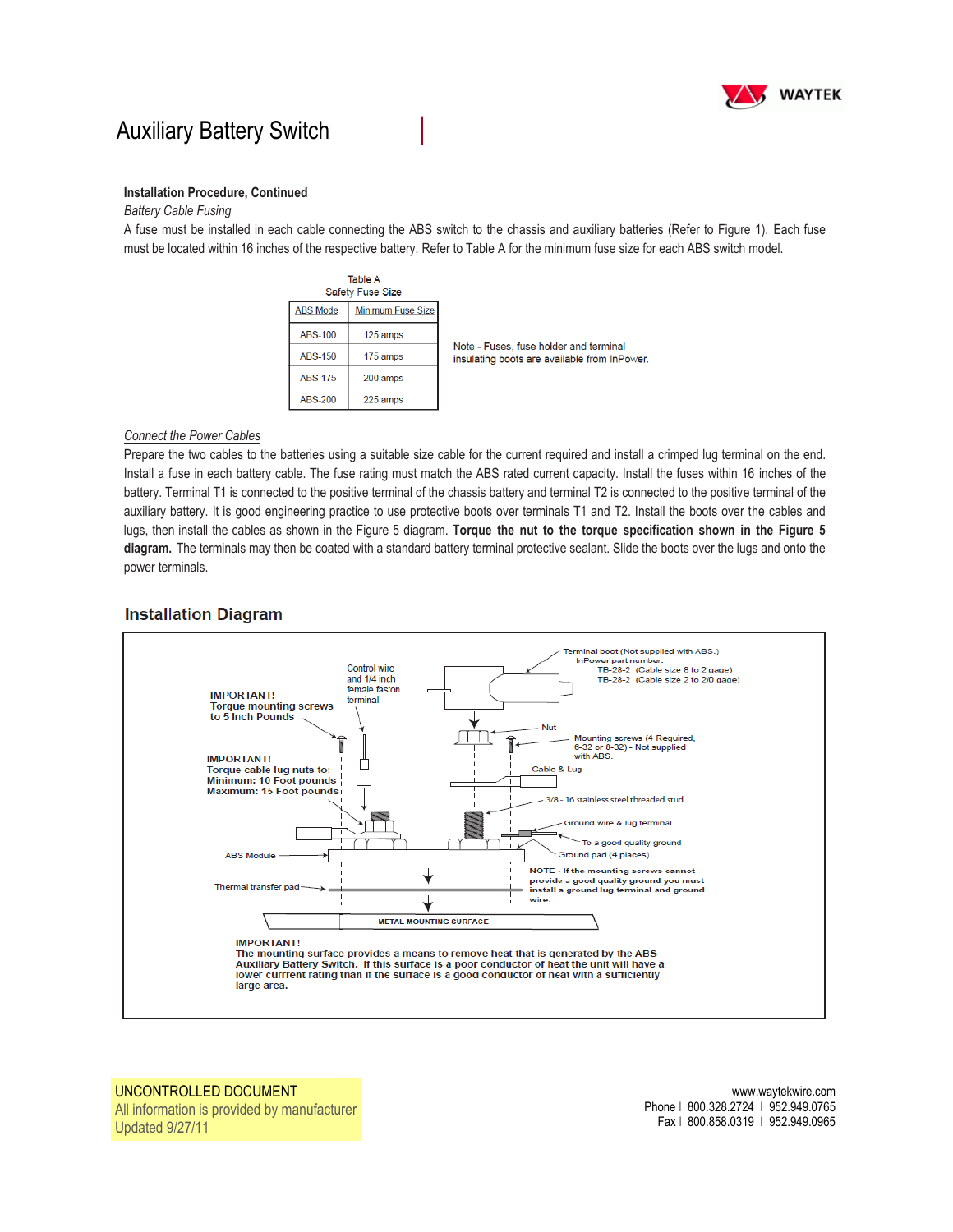**Installation Procedure, Continued**

*Battery Cable Fusing*

A fuse must be installed in each cable connecting the ABS switch to the chassis and auxiliary batteries (Refer to Figure 1). Each fuse must be located within 16 inches of the respective battery. Refer to Table A for the minimum fuse size for each ABS switch model.

Table A
Safety Fuse Size

| ABS Mode | Minimum Fuse Size |
|---|---|
| ABS-100 | 125 amps |
| ABS-150 | 175 amps |
| ABS-175 | 200 amps |
| ABS-200 | 225 amps |

Note - Fuses, fuse holder and terminal insulating boots are available from InPower.

*Connect the Power Cables*

Prepare the two cables to the batteries using a suitable size cable for the current required and install a crimped lug terminal on the end. Install a fuse in each battery cable. The fuse rating must match the ABS rated current capacity. Install the fuses within 16 inches of the battery. Terminal T1 is connected to the positive terminal of the chassis battery and terminal T2 is connected to the positive terminal of the auxiliary battery. It is good engineering practice to use protective boots over terminals T1 and T2. Install the boots over the cables and lugs, then install the cables as shown in the Figure 5 diagram. **Torque the nut to the torque specification shown in the Figure 5 diagram.** The terminals may then be coated with a standard battery terminal protective sealant. Slide the boots over the lugs and onto the power terminals.

## Installation Diagram

Terminal boot (Not supplied with ABS.)
InPower part number:
TB-28-2 (Cable size 8 to 2 gage)
TB-28-2 (Cable size 2 to 2/0 gage)

Control wire and 1/4 inch female faston terminal

**IMPORTANT!**
**Torque mounting screws to 5 Inch Pounds**

Nut

Mounting screws (4 Required, 6-32 or 8-32) - Not supplied with ABS.

**IMPORTANT!**
**Torque cable lug nuts to:**
**Minimum: 10 Foot pounds**
**Maximum: 15 Foot pounds**

Cable & Lug

3/8 - 16 stainless steel threaded stud

Ground wire & lug terminal

To a good quality ground

Ground pad (4 places)

ABS Module

NOTE - If the mounting screws cannot provide a good quality ground you must install a ground lug terminal and ground wire.

Thermal transfer pad

METAL MOUNTING SURFACE

**IMPORTANT!**
**The mounting surface provides a means to remove heat that is generated by the ABS Auxiliary Battery Switch. If this surface is a poor conductor of heat the unit will have a lower currrent rating than if the surface is a good conductor of heat with a sufficiently large area.**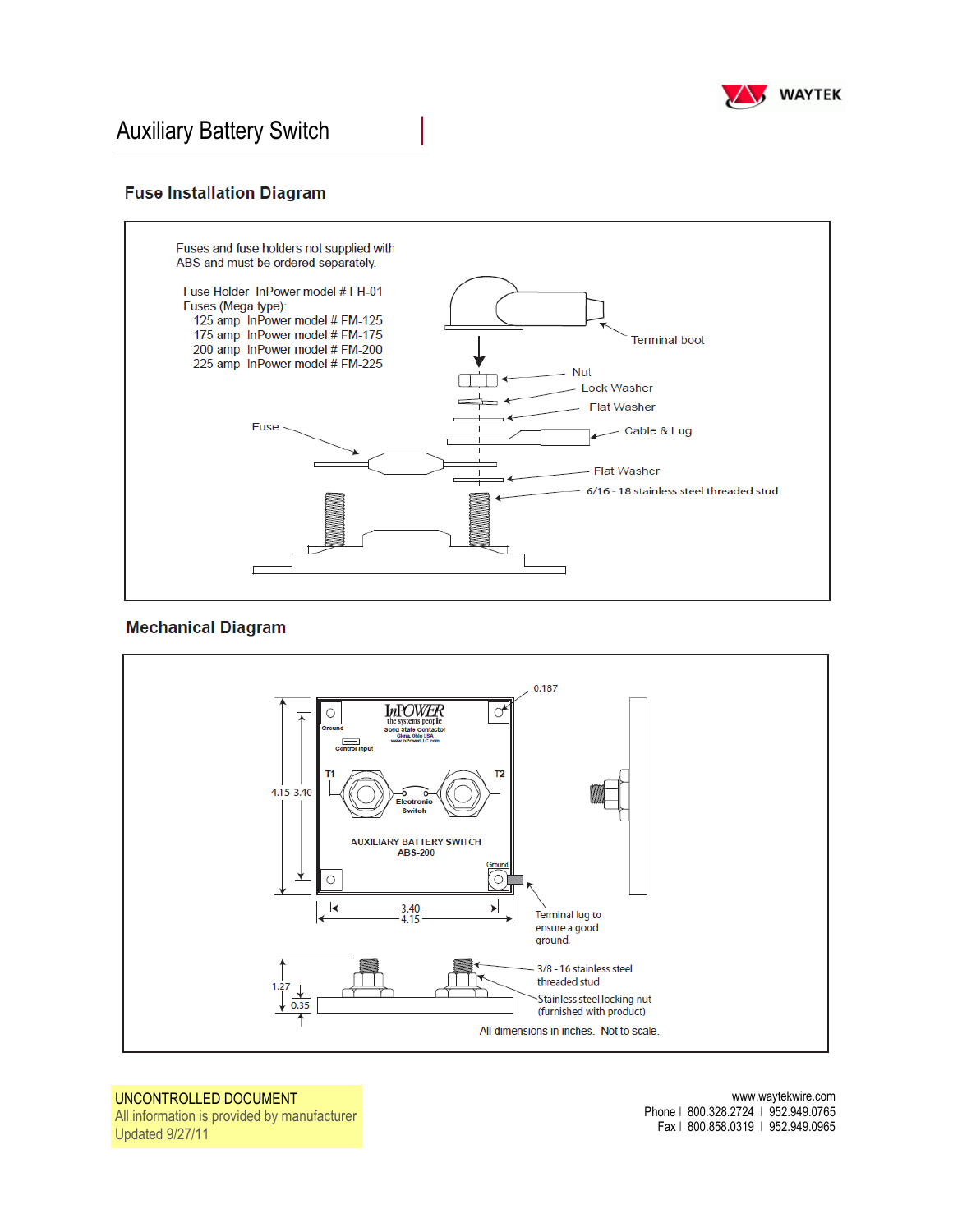# Auxiliary Battery Switch

## Fuse Installation Diagram

Fuses and fuse holders not supplied with ABS and must be ordered separately.

Fuse Holder InPower model # FH-01
Fuses (Mega type):
125 amp InPower model # FM-125
175 amp InPower model # FM-175
200 amp InPower model # FM-200
225 amp InPower model # FM-225

Terminal boot
Nut
Lock Washer
Flat Washer
Cable & Lug
Fuse
Flat Washer
6/16 - 18 stainless steel threaded stud

## Mechanical Diagram

0.187
4.15 3.40
3.40
4.15
Terminal lug to ensure a good ground.
1.27
0.35
3/8 - 16 stainless steel threaded stud
Stainless steel locking nut (furnished with product)

All dimensions in inches. Not to scale.

UNCONTROLLED DOCUMENT
All information is provided by manufacturer
Updated 9/27/11

www.waytekwire.com
Phone | 800.328.2724 | 952.949.0765
Fax | 800.858.0319 | 952.949.0965